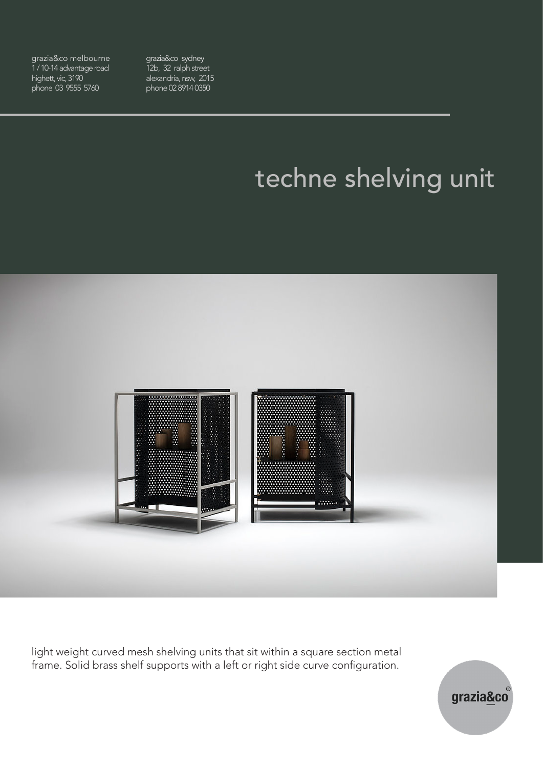grazia&co melbourne
1 / 10-14 advantage road
highett, vic, 3190
phone 03 9555 5760

grazia&co sydney
12b, 32 ralph street
alexandria, nsw, 2015
phone 02 8914 0350

# techne shelving unit

light weight curved mesh shelving units that sit within a square section metal frame. Solid brass shelf supports with a left or right side curve configuration.

grazia&co®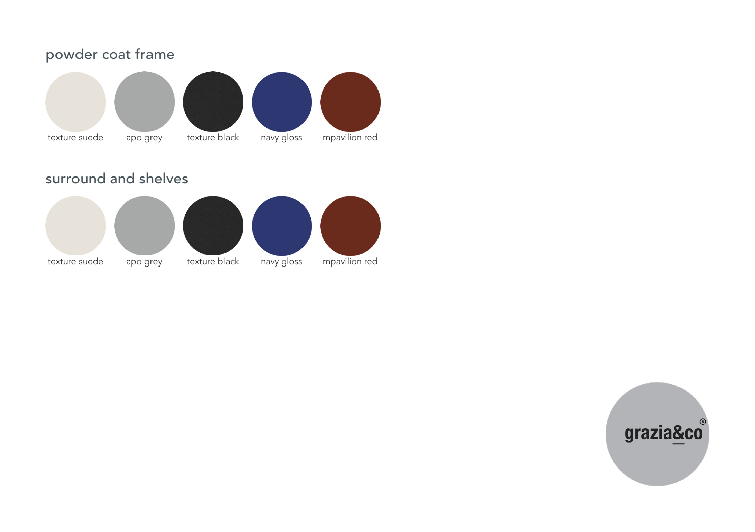## powder coat frame

texture suede
apo grey
texture black
navy gloss
mpavilion red

## surround and shelves

texture suede
apo grey
texture black
navy gloss
mpavilion red

grazia&co®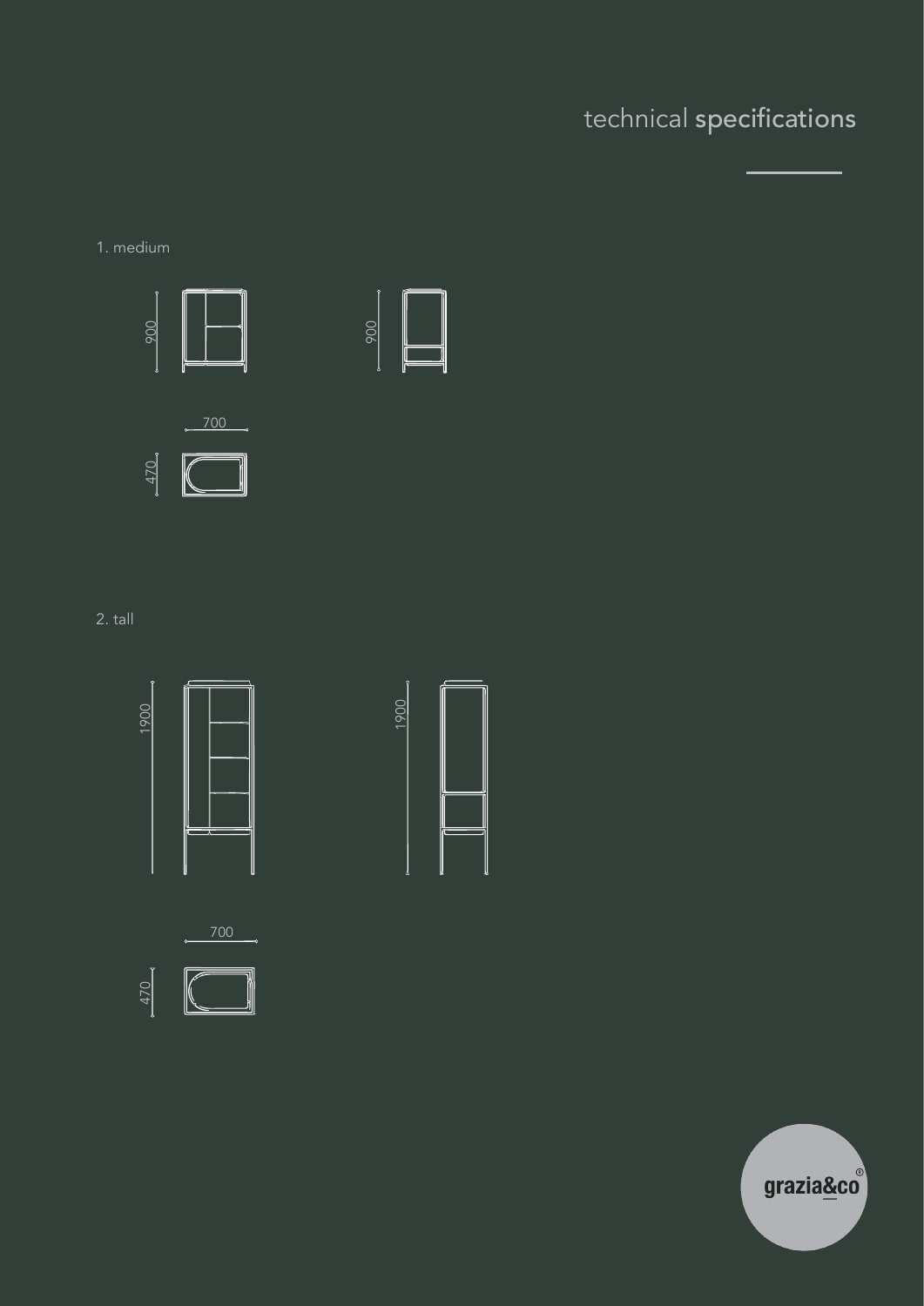# technical specifications

1. medium

900

900

700

470

2. tall

1900

1900

700

470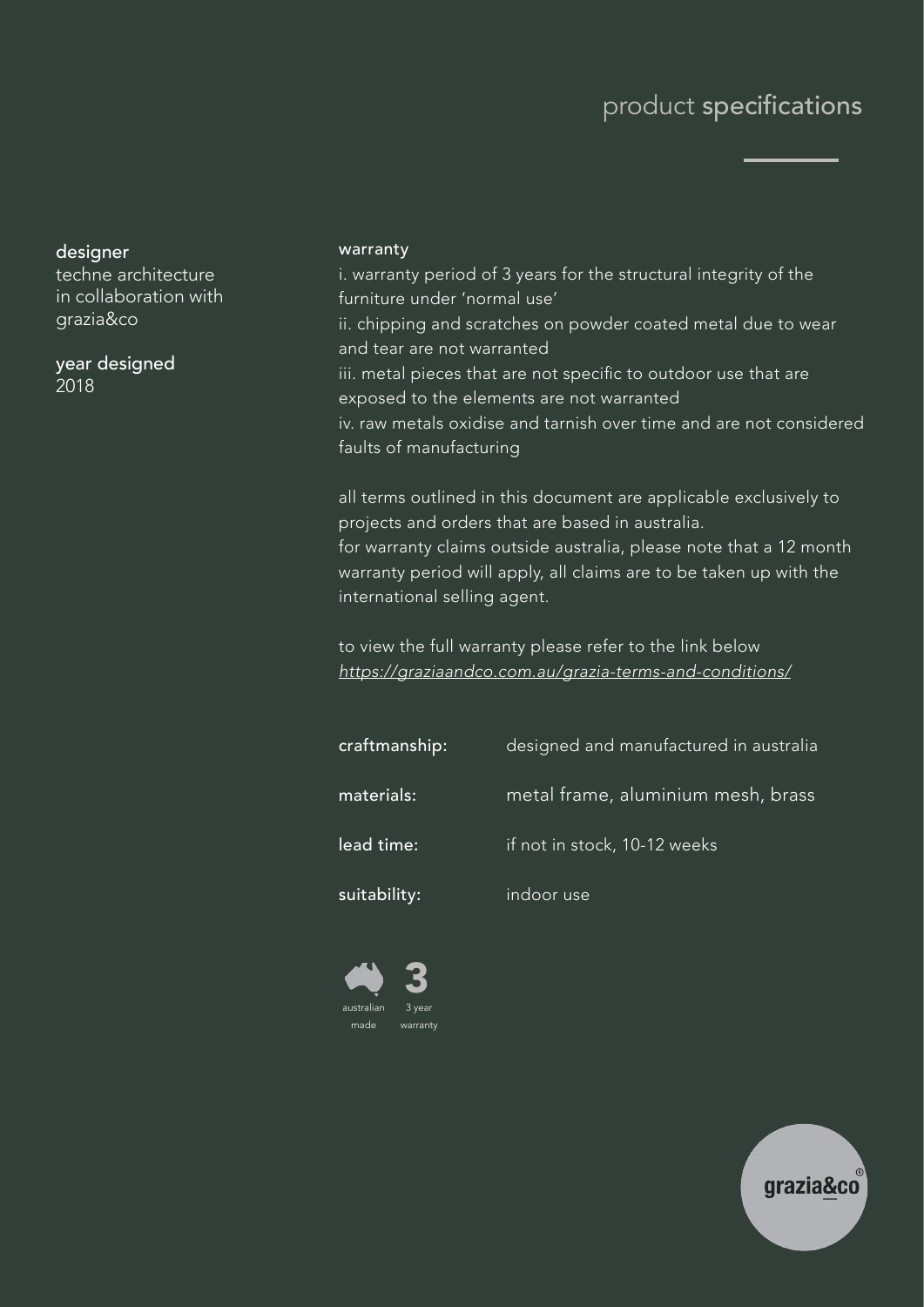# product specifications

**designer**
techne architecture in collaboration with grazia&co

**year designed**
2018

**warranty**

i. warranty period of 3 years for the structural integrity of the furniture under 'normal use'
ii. chipping and scratches on powder coated metal due to wear and tear are not warranted
iii. metal pieces that are not specific to outdoor use that are exposed to the elements are not warranted
iv. raw metals oxidise and tarnish over time and are not considered faults of manufacturing

all terms outlined in this document are applicable exclusively to projects and orders that are based in australia.
for warranty claims outside australia, please note that a 12 month warranty period will apply, all claims are to be taken up with the international selling agent.

to view the full warranty please refer to the link below
*https://graziaandco.com.au/grazia-terms-and-conditions/*

| | |
|---|---|
| craftmanship: | designed and manufactured in australia |
| materials: | metal frame, aluminium mesh, brass |
| lead time: | if not in stock, 10-12 weeks |
| suitability: | indoor use |

australian made

3
3 year warranty

grazia&co®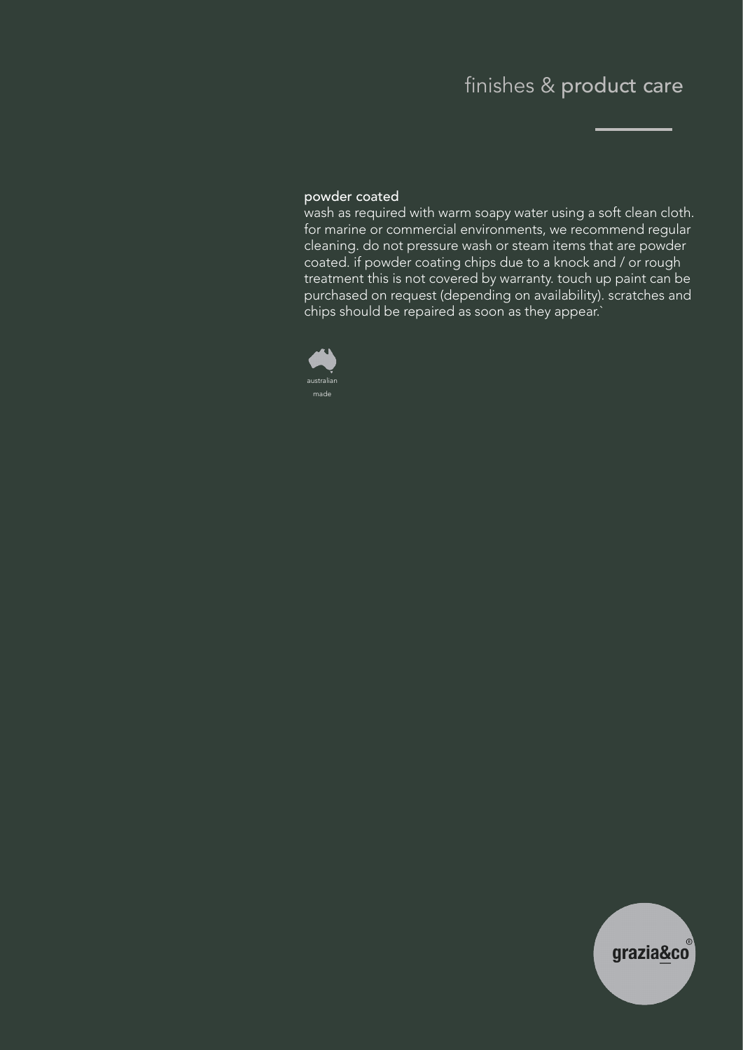# finishes & product care

## powder coated

wash as required with warm soapy water using a soft clean cloth. for marine or commercial environments, we recommend regular cleaning. do not pressure wash or steam items that are powder coated. if powder coating chips due to a knock and / or rough treatment this is not covered by warranty. touch up paint can be purchased on request (depending on availability). scratches and chips should be repaired as soon as they appear.`

australian made

grazia&co®